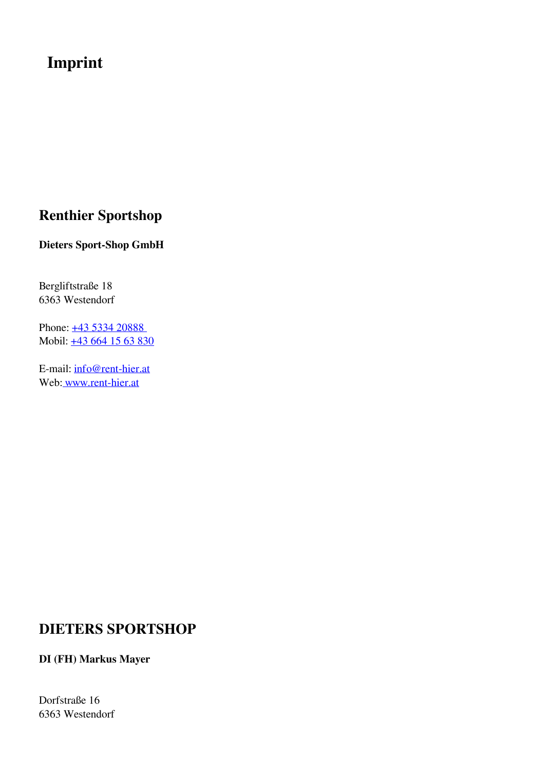# Imprint

## Renthier Sportshop

**Dieters Sport-Shop GmbH**

Bergliftstraße 18
6363 Westendorf

Phone: +43 5334 20888
Mobil: +43 664 15 63 830

E-mail: info@rent-hier.at
Web: www.rent-hier.at

## DIETERS SPORTSHOP

**DI (FH) Markus Mayer**

Dorfstraße 16
6363 Westendorf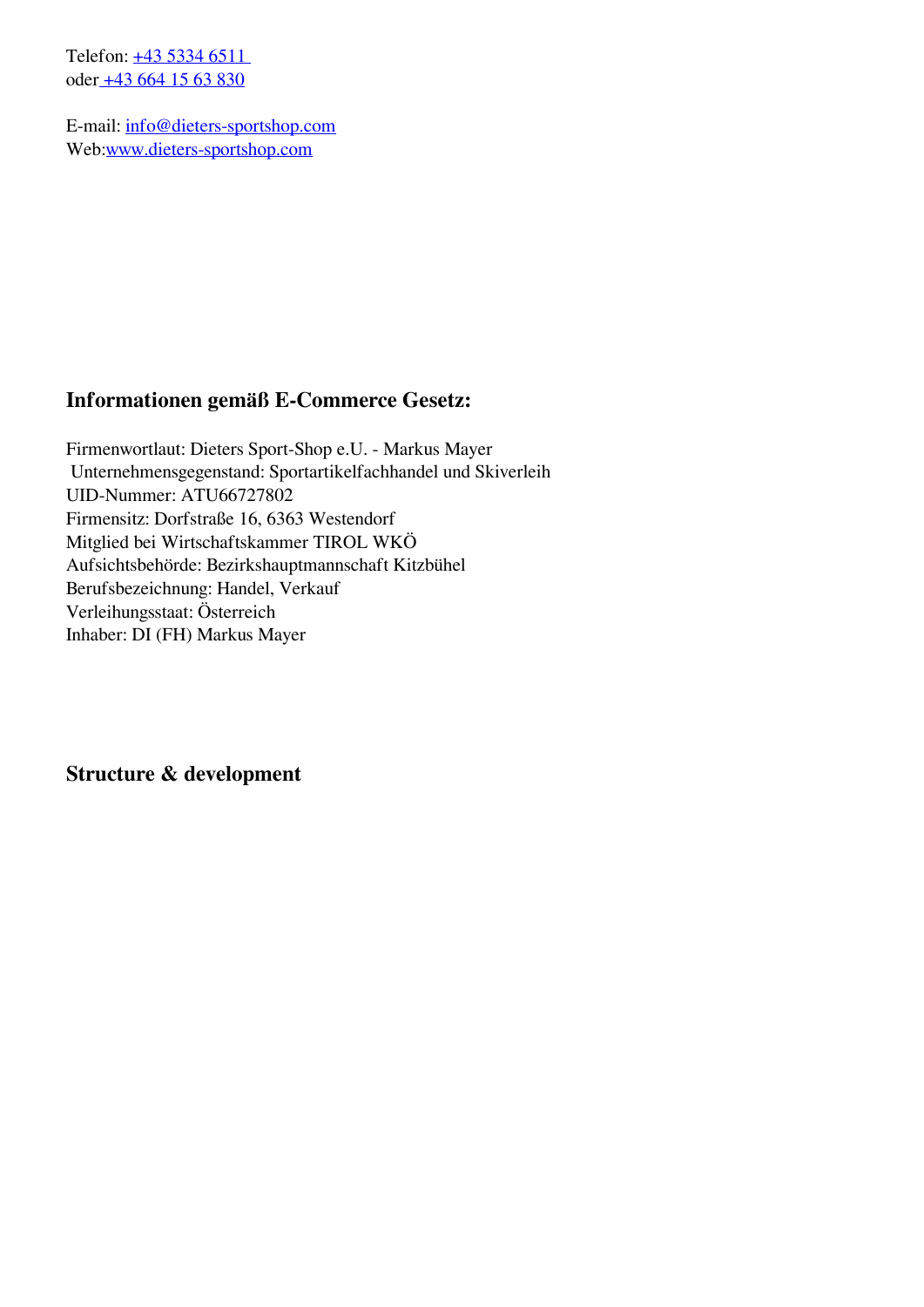Telefon: +43 5334 6511
oder +43 664 15 63 830

E-mail: info@dieters-sportshop.com
Web:www.dieters-sportshop.com

### Informationen gemäß E-Commerce Gesetz:

Firmenwortlaut: Dieters Sport-Shop e.U. - Markus Mayer
Unternehmensgegenstand: Sportartikelfachhandel und Skiverleih
UID-Nummer: ATU66727802
Firmensitz: Dorfstraße 16, 6363 Westendorf
Mitglied bei Wirtschaftskammer TIROL WKÖ
Aufsichtsbehörde: Bezirkshauptmannschaft Kitzbühel
Berufsbezeichnung: Handel, Verkauf
Verleihungsstaat: Österreich
Inhaber: DI (FH) Markus Mayer

### Structure & development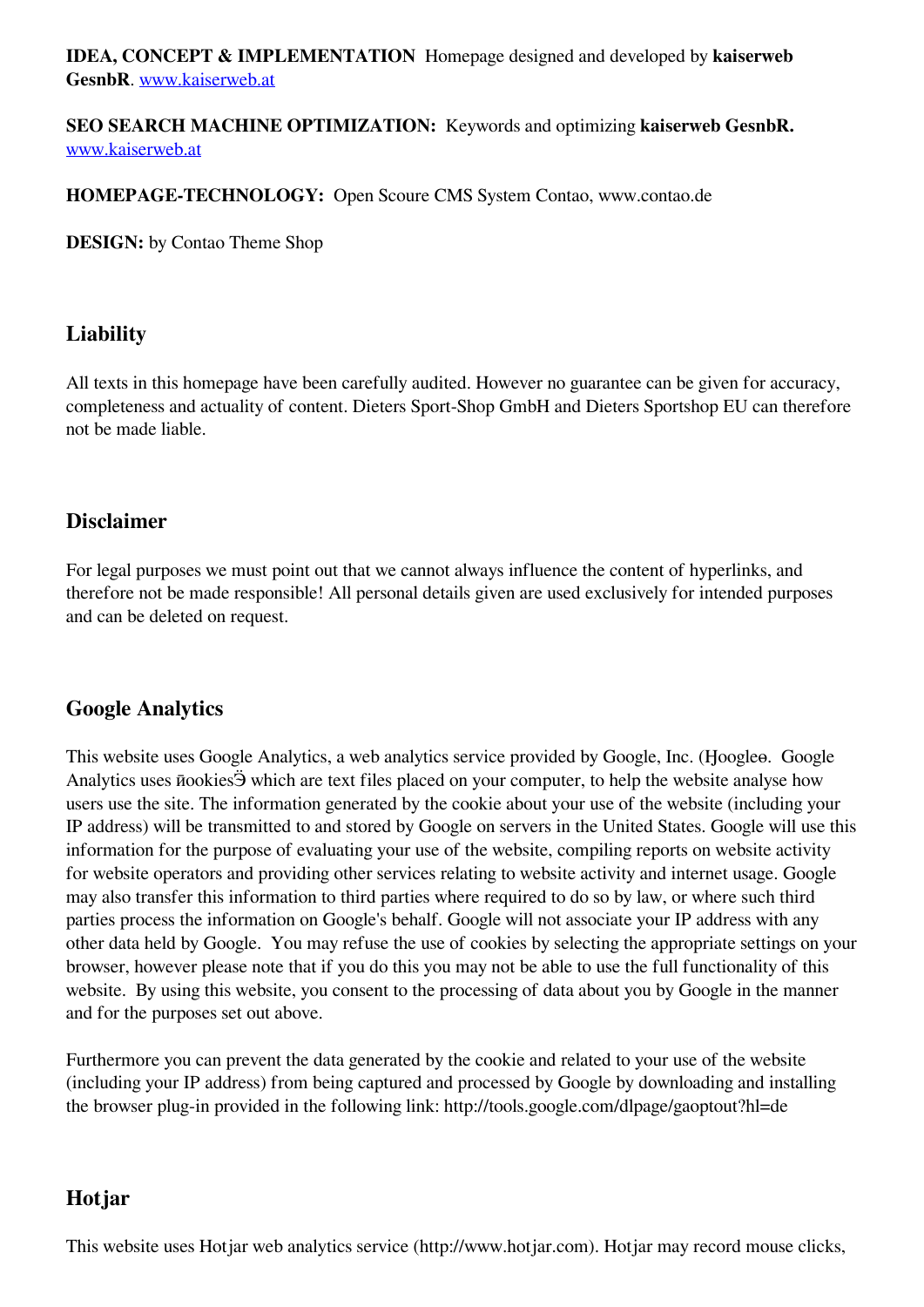**IDEA, CONCEPT & IMPLEMENTATION** Homepage designed and developed by **kaiserweb GesnbR**. www.kaiserweb.at

**SEO SEARCH MACHINE OPTIMIZATION:** Keywords and optimizing **kaiserweb GesnbR.** www.kaiserweb.at

**HOMEPAGE-TECHNOLOGY:** Open Scoure CMS System Contao, www.contao.de

**DESIGN:** by Contao Theme Shop

## Liability

All texts in this homepage have been carefully audited. However no guarantee can be given for accuracy, completeness and actuality of content. Dieters Sport-Shop GmbH and Dieters Sportshop EU can therefore not be made liable.

## Disclaimer

For legal purposes we must point out that we cannot always influence the content of hyperlinks, and therefore not be made responsible! All personal details given are used exclusively for intended purposes and can be deleted on request.

## Google Analytics

This website uses Google Analytics, a web analytics service provided by Google, Inc. (Ɥoogleɵ. Google Analytics uses ĭookiesӬ which are text files placed on your computer, to help the website analyse how users use the site. The information generated by the cookie about your use of the website (including your IP address) will be transmitted to and stored by Google on servers in the United States. Google will use this information for the purpose of evaluating your use of the website, compiling reports on website activity for website operators and providing other services relating to website activity and internet usage. Google may also transfer this information to third parties where required to do so by law, or where such third parties process the information on Google's behalf. Google will not associate your IP address with any other data held by Google. You may refuse the use of cookies by selecting the appropriate settings on your browser, however please note that if you do this you may not be able to use the full functionality of this website. By using this website, you consent to the processing of data about you by Google in the manner and for the purposes set out above.

Furthermore you can prevent the data generated by the cookie and related to your use of the website (including your IP address) from being captured and processed by Google by downloading and installing the browser plug-in provided in the following link: http://tools.google.com/dlpage/gaoptout?hl=de

## Hotjar

This website uses Hotjar web analytics service (http://www.hotjar.com). Hotjar may record mouse clicks,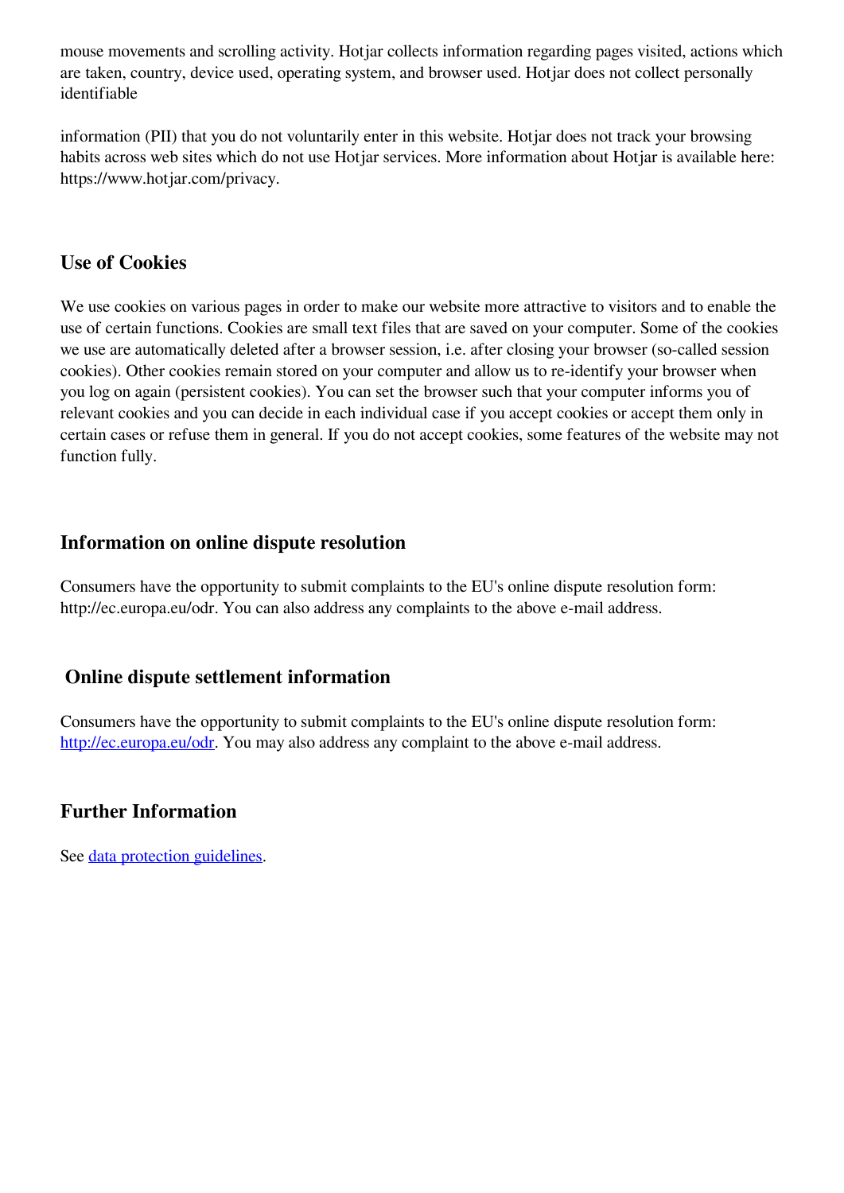mouse movements and scrolling activity. Hotjar collects information regarding pages visited, actions which are taken, country, device used, operating system, and browser used. Hotjar does not collect personally identifiable

information (PII) that you do not voluntarily enter in this website. Hotjar does not track your browsing habits across web sites which do not use Hotjar services. More information about Hotjar is available here: https://www.hotjar.com/privacy.

### Use of Cookies

We use cookies on various pages in order to make our website more attractive to visitors and to enable the use of certain functions. Cookies are small text files that are saved on your computer. Some of the cookies we use are automatically deleted after a browser session, i.e. after closing your browser (so-called session cookies). Other cookies remain stored on your computer and allow us to re-identify your browser when you log on again (persistent cookies). You can set the browser such that your computer informs you of relevant cookies and you can decide in each individual case if you accept cookies or accept them only in certain cases or refuse them in general. If you do not accept cookies, some features of the website may not function fully.

### Information on online dispute resolution

Consumers have the opportunity to submit complaints to the EU's online dispute resolution form: http://ec.europa.eu/odr. You can also address any complaints to the above e-mail address.

### Online dispute settlement information

Consumers have the opportunity to submit complaints to the EU's online dispute resolution form: [http://ec.europa.eu/odr](http://ec.europa.eu/odr). You may also address any complaint to the above e-mail address.

### Further Information

See [data protection guidelines](#).